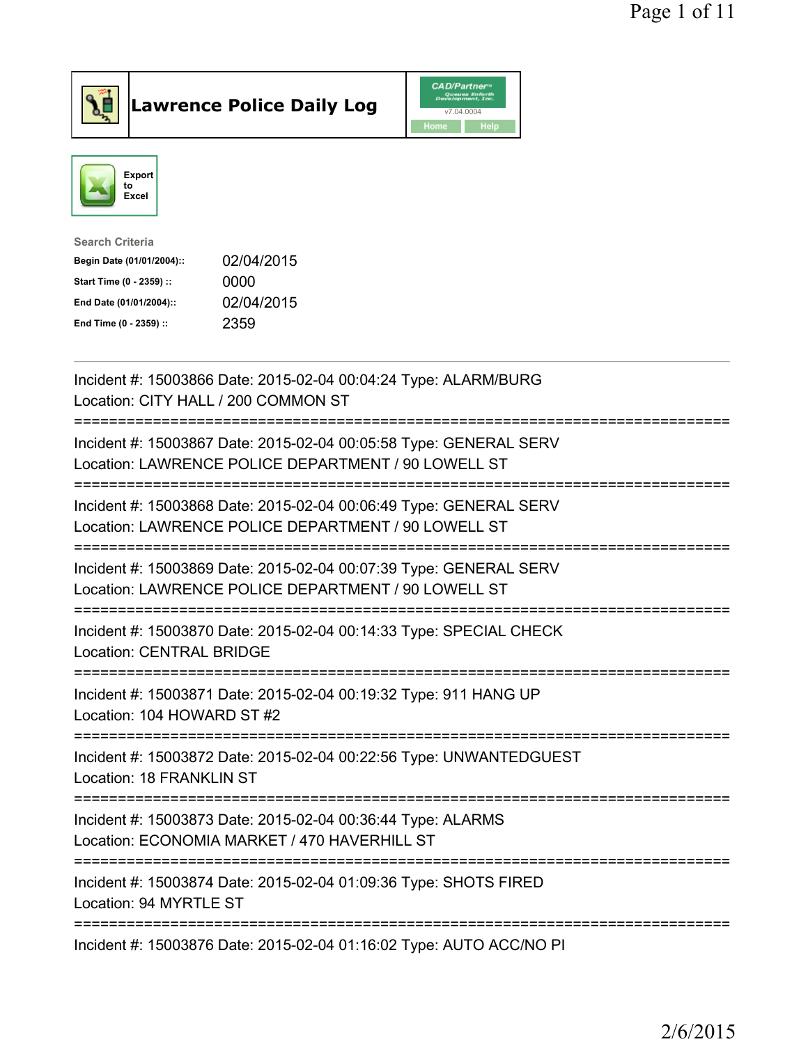# Lawrence Police Daily Log

Export to Excel

**Search Criteria**

| | |
|---|---|
| **Begin Date (01/01/2004)::** | 02/04/2015 |
| **Start Time (0 - 2359) ::** | 0000 |
| **End Date (01/01/2004)::** | 02/04/2015 |
| **End Time (0 - 2359) ::** | 2359 |

---

Incident #: 15003866 Date: 2015-02-04 00:04:24 Type: ALARM/BURG
Location: CITY HALL / 200 COMMON ST

===========================================================================

Incident #: 15003867 Date: 2015-02-04 00:05:58 Type: GENERAL SERV
Location: LAWRENCE POLICE DEPARTMENT / 90 LOWELL ST

===========================================================================

Incident #: 15003868 Date: 2015-02-04 00:06:49 Type: GENERAL SERV
Location: LAWRENCE POLICE DEPARTMENT / 90 LOWELL ST

===========================================================================

Incident #: 15003869 Date: 2015-02-04 00:07:39 Type: GENERAL SERV
Location: LAWRENCE POLICE DEPARTMENT / 90 LOWELL ST

===========================================================================

Incident #: 15003870 Date: 2015-02-04 00:14:33 Type: SPECIAL CHECK
Location: CENTRAL BRIDGE

===========================================================================

Incident #: 15003871 Date: 2015-02-04 00:19:32 Type: 911 HANG UP
Location: 104 HOWARD ST #2

===========================================================================

Incident #: 15003872 Date: 2015-02-04 00:22:56 Type: UNWANTEDGUEST
Location: 18 FRANKLIN ST

===========================================================================

Incident #: 15003873 Date: 2015-02-04 00:36:44 Type: ALARMS
Location: ECONOMIA MARKET / 470 HAVERHILL ST

===========================================================================

Incident #: 15003874 Date: 2015-02-04 01:09:36 Type: SHOTS FIRED
Location: 94 MYRTLE ST

===========================================================================

Incident #: 15003876 Date: 2015-02-04 01:16:02 Type: AUTO ACC/NO PI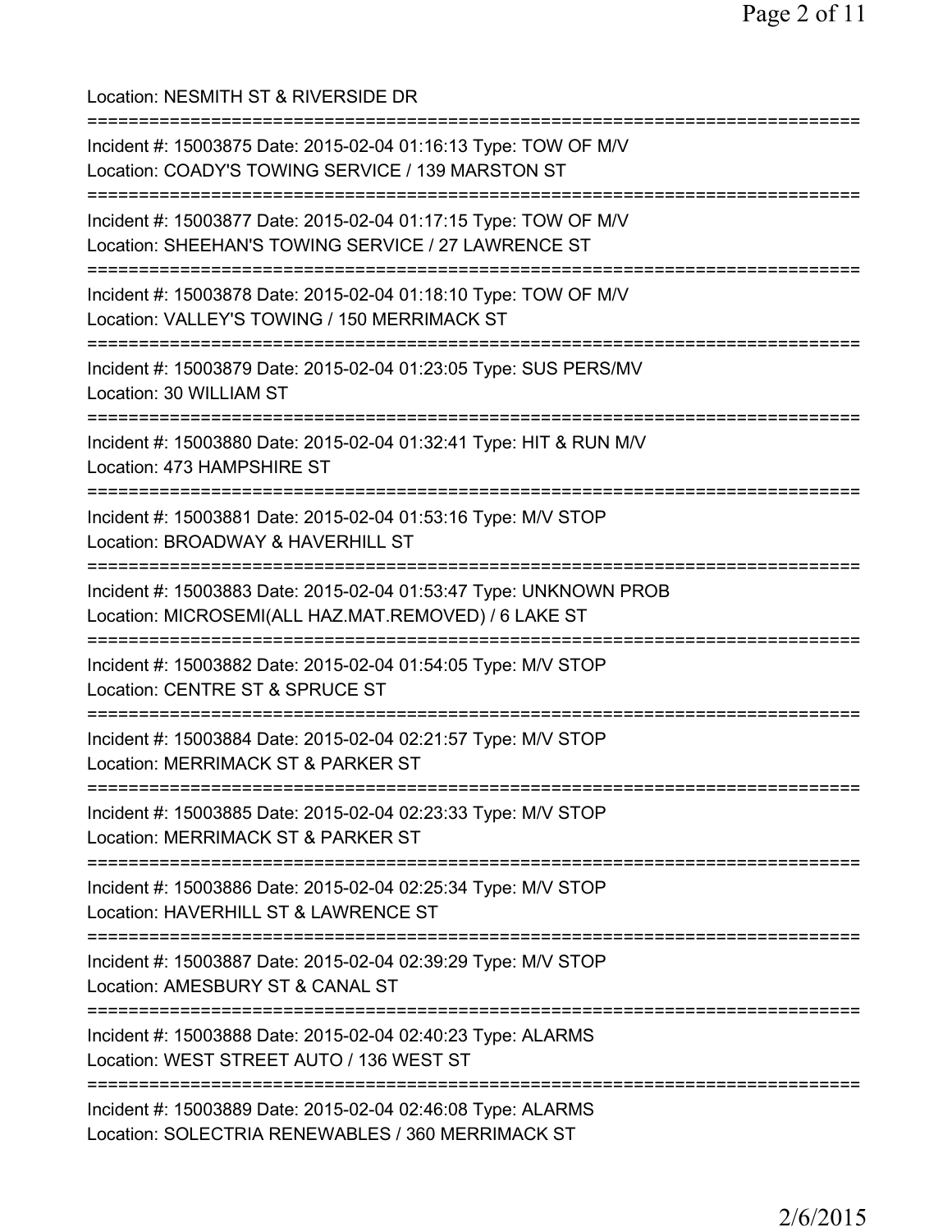Location: NESMITH ST & RIVERSIDE DR

===========================================================================

Incident #: 15003875 Date: 2015-02-04 01:16:13 Type: TOW OF M/V
Location: COADY'S TOWING SERVICE / 139 MARSTON ST

===========================================================================

Incident #: 15003877 Date: 2015-02-04 01:17:15 Type: TOW OF M/V
Location: SHEEHAN'S TOWING SERVICE / 27 LAWRENCE ST

===========================================================================

Incident #: 15003878 Date: 2015-02-04 01:18:10 Type: TOW OF M/V
Location: VALLEY'S TOWING / 150 MERRIMACK ST

===========================================================================

Incident #: 15003879 Date: 2015-02-04 01:23:05 Type: SUS PERS/MV
Location: 30 WILLIAM ST

===========================================================================

Incident #: 15003880 Date: 2015-02-04 01:32:41 Type: HIT & RUN M/V
Location: 473 HAMPSHIRE ST

===========================================================================

Incident #: 15003881 Date: 2015-02-04 01:53:16 Type: M/V STOP
Location: BROADWAY & HAVERHILL ST

===========================================================================

Incident #: 15003883 Date: 2015-02-04 01:53:47 Type: UNKNOWN PROB
Location: MICROSEMI(ALL HAZ.MAT.REMOVED) / 6 LAKE ST

===========================================================================

Incident #: 15003882 Date: 2015-02-04 01:54:05 Type: M/V STOP
Location: CENTRE ST & SPRUCE ST

===========================================================================

Incident #: 15003884 Date: 2015-02-04 02:21:57 Type: M/V STOP
Location: MERRIMACK ST & PARKER ST

===========================================================================

Incident #: 15003885 Date: 2015-02-04 02:23:33 Type: M/V STOP
Location: MERRIMACK ST & PARKER ST

===========================================================================

Incident #: 15003886 Date: 2015-02-04 02:25:34 Type: M/V STOP
Location: HAVERHILL ST & LAWRENCE ST

===========================================================================

Incident #: 15003887 Date: 2015-02-04 02:39:29 Type: M/V STOP
Location: AMESBURY ST & CANAL ST

===========================================================================

Incident #: 15003888 Date: 2015-02-04 02:40:23 Type: ALARMS
Location: WEST STREET AUTO / 136 WEST ST

===========================================================================

Incident #: 15003889 Date: 2015-02-04 02:46:08 Type: ALARMS
Location: SOLECTRIA RENEWABLES / 360 MERRIMACK ST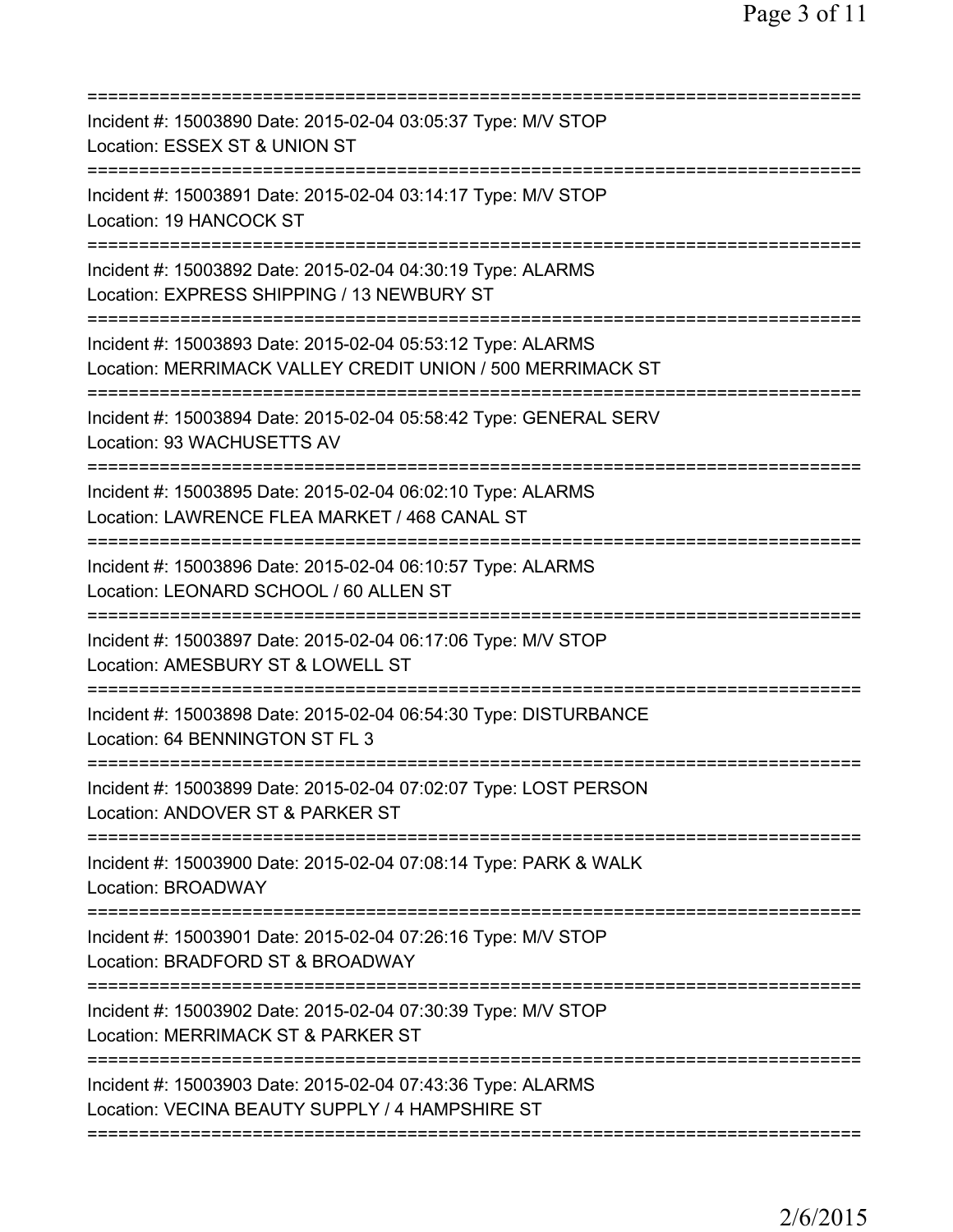===========================================================================
Incident #: 15003890 Date: 2015-02-04 03:05:37 Type: M/V STOP
Location: ESSEX ST & UNION ST
===========================================================================
Incident #: 15003891 Date: 2015-02-04 03:14:17 Type: M/V STOP
Location: 19 HANCOCK ST
===========================================================================
Incident #: 15003892 Date: 2015-02-04 04:30:19 Type: ALARMS
Location: EXPRESS SHIPPING / 13 NEWBURY ST
===========================================================================
Incident #: 15003893 Date: 2015-02-04 05:53:12 Type: ALARMS
Location: MERRIMACK VALLEY CREDIT UNION / 500 MERRIMACK ST
===========================================================================
Incident #: 15003894 Date: 2015-02-04 05:58:42 Type: GENERAL SERV
Location: 93 WACHUSETTS AV
===========================================================================
Incident #: 15003895 Date: 2015-02-04 06:02:10 Type: ALARMS
Location: LAWRENCE FLEA MARKET / 468 CANAL ST
===========================================================================
Incident #: 15003896 Date: 2015-02-04 06:10:57 Type: ALARMS
Location: LEONARD SCHOOL / 60 ALLEN ST
===========================================================================
Incident #: 15003897 Date: 2015-02-04 06:17:06 Type: M/V STOP
Location: AMESBURY ST & LOWELL ST
===========================================================================
Incident #: 15003898 Date: 2015-02-04 06:54:30 Type: DISTURBANCE
Location: 64 BENNINGTON ST FL 3
===========================================================================
Incident #: 15003899 Date: 2015-02-04 07:02:07 Type: LOST PERSON
Location: ANDOVER ST & PARKER ST
===========================================================================
Incident #: 15003900 Date: 2015-02-04 07:08:14 Type: PARK & WALK
Location: BROADWAY
===========================================================================
Incident #: 15003901 Date: 2015-02-04 07:26:16 Type: M/V STOP
Location: BRADFORD ST & BROADWAY
===========================================================================
Incident #: 15003902 Date: 2015-02-04 07:30:39 Type: M/V STOP
Location: MERRIMACK ST & PARKER ST
===========================================================================
Incident #: 15003903 Date: 2015-02-04 07:43:36 Type: ALARMS
Location: VECINA BEAUTY SUPPLY / 4 HAMPSHIRE ST
===========================================================================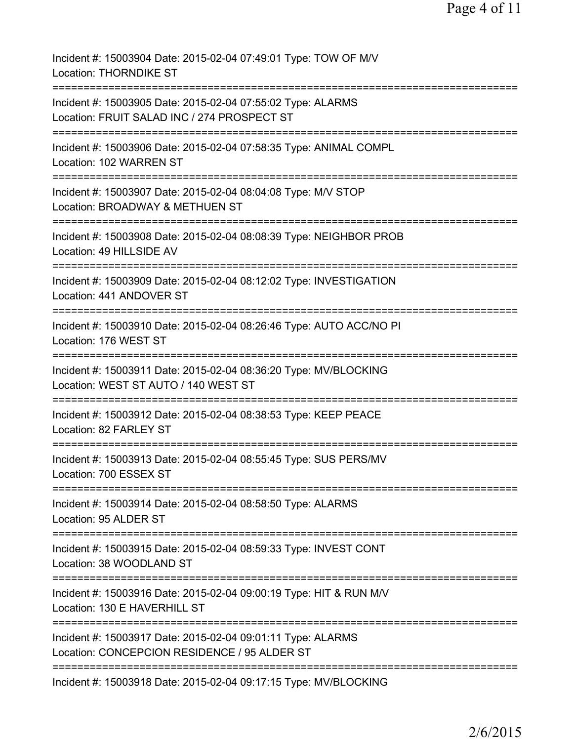Incident #: 15003904 Date: 2015-02-04 07:49:01 Type: TOW OF M/V
Location: THORNDIKE ST

===========================================================================

Incident #: 15003905 Date: 2015-02-04 07:55:02 Type: ALARMS
Location: FRUIT SALAD INC / 274 PROSPECT ST

===========================================================================

Incident #: 15003906 Date: 2015-02-04 07:58:35 Type: ANIMAL COMPL
Location: 102 WARREN ST

===========================================================================

Incident #: 15003907 Date: 2015-02-04 08:04:08 Type: M/V STOP
Location: BROADWAY & METHUEN ST

===========================================================================

Incident #: 15003908 Date: 2015-02-04 08:08:39 Type: NEIGHBOR PROB
Location: 49 HILLSIDE AV

===========================================================================

Incident #: 15003909 Date: 2015-02-04 08:12:02 Type: INVESTIGATION
Location: 441 ANDOVER ST

===========================================================================

Incident #: 15003910 Date: 2015-02-04 08:26:46 Type: AUTO ACC/NO PI
Location: 176 WEST ST

===========================================================================

Incident #: 15003911 Date: 2015-02-04 08:36:20 Type: MV/BLOCKING
Location: WEST ST AUTO / 140 WEST ST

===========================================================================

Incident #: 15003912 Date: 2015-02-04 08:38:53 Type: KEEP PEACE
Location: 82 FARLEY ST

===========================================================================

Incident #: 15003913 Date: 2015-02-04 08:55:45 Type: SUS PERS/MV
Location: 700 ESSEX ST

===========================================================================

Incident #: 15003914 Date: 2015-02-04 08:58:50 Type: ALARMS
Location: 95 ALDER ST

===========================================================================

Incident #: 15003915 Date: 2015-02-04 08:59:33 Type: INVEST CONT
Location: 38 WOODLAND ST

===========================================================================

Incident #: 15003916 Date: 2015-02-04 09:00:19 Type: HIT & RUN M/V
Location: 130 E HAVERHILL ST

===========================================================================

Incident #: 15003917 Date: 2015-02-04 09:01:11 Type: ALARMS
Location: CONCEPCION RESIDENCE / 95 ALDER ST

===========================================================================

Incident #: 15003918 Date: 2015-02-04 09:17:15 Type: MV/BLOCKING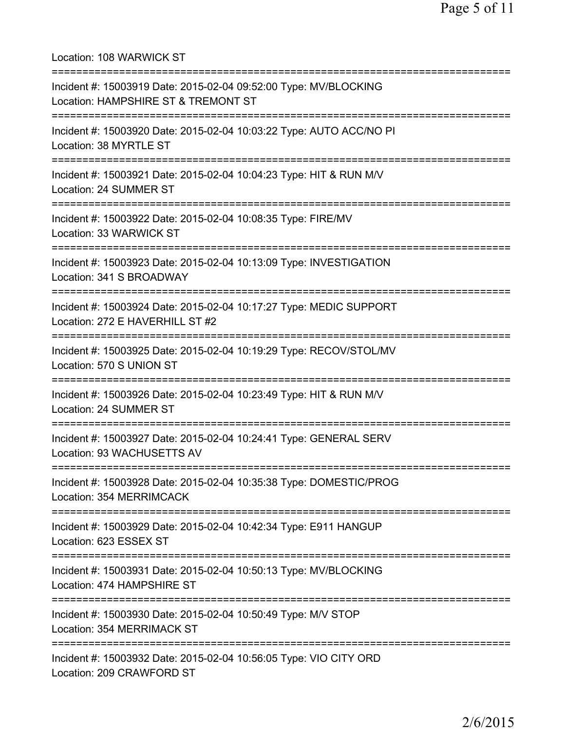Location: 108 WARWICK ST

===========================================================================

Incident #: 15003919 Date: 2015-02-04 09:52:00 Type: MV/BLOCKING
Location: HAMPSHIRE ST & TREMONT ST

===========================================================================

Incident #: 15003920 Date: 2015-02-04 10:03:22 Type: AUTO ACC/NO PI
Location: 38 MYRTLE ST

===========================================================================

Incident #: 15003921 Date: 2015-02-04 10:04:23 Type: HIT & RUN M/V
Location: 24 SUMMER ST

===========================================================================

Incident #: 15003922 Date: 2015-02-04 10:08:35 Type: FIRE/MV
Location: 33 WARWICK ST

===========================================================================

Incident #: 15003923 Date: 2015-02-04 10:13:09 Type: INVESTIGATION
Location: 341 S BROADWAY

===========================================================================

Incident #: 15003924 Date: 2015-02-04 10:17:27 Type: MEDIC SUPPORT
Location: 272 E HAVERHILL ST #2

===========================================================================

Incident #: 15003925 Date: 2015-02-04 10:19:29 Type: RECOV/STOL/MV
Location: 570 S UNION ST

===========================================================================

Incident #: 15003926 Date: 2015-02-04 10:23:49 Type: HIT & RUN M/V
Location: 24 SUMMER ST

===========================================================================

Incident #: 15003927 Date: 2015-02-04 10:24:41 Type: GENERAL SERV
Location: 93 WACHUSETTS AV

===========================================================================

Incident #: 15003928 Date: 2015-02-04 10:35:38 Type: DOMESTIC/PROG
Location: 354 MERRIMCACK

===========================================================================

Incident #: 15003929 Date: 2015-02-04 10:42:34 Type: E911 HANGUP
Location: 623 ESSEX ST

===========================================================================

Incident #: 15003931 Date: 2015-02-04 10:50:13 Type: MV/BLOCKING
Location: 474 HAMPSHIRE ST

===========================================================================

Incident #: 15003930 Date: 2015-02-04 10:50:49 Type: M/V STOP
Location: 354 MERRIMACK ST

===========================================================================

Incident #: 15003932 Date: 2015-02-04 10:56:05 Type: VIO CITY ORD
Location: 209 CRAWFORD ST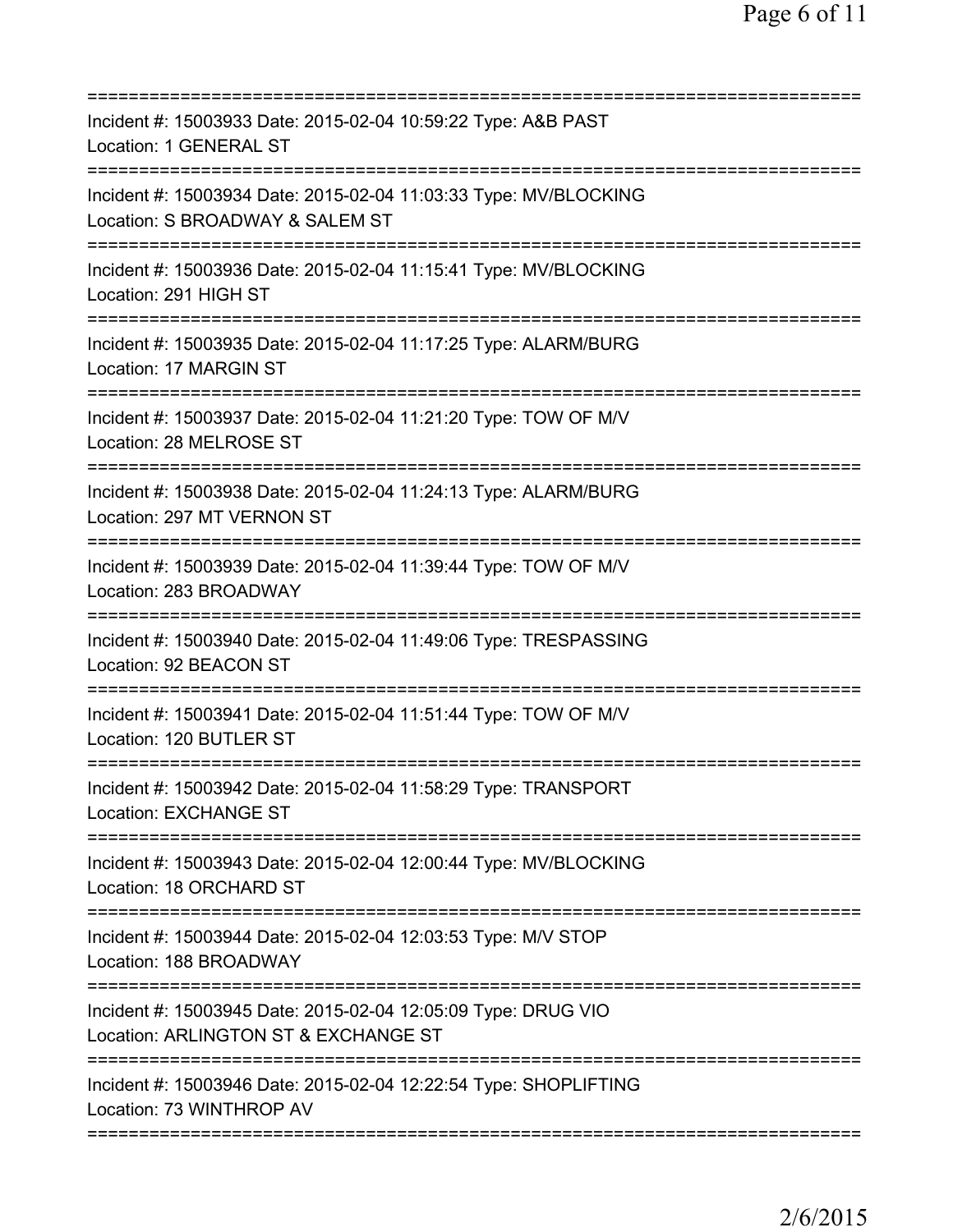===========================================================================
Incident #: 15003933 Date: 2015-02-04 10:59:22 Type: A&B PAST
Location: 1 GENERAL ST
===========================================================================
Incident #: 15003934 Date: 2015-02-04 11:03:33 Type: MV/BLOCKING
Location: S BROADWAY & SALEM ST
===========================================================================
Incident #: 15003936 Date: 2015-02-04 11:15:41 Type: MV/BLOCKING
Location: 291 HIGH ST
===========================================================================
Incident #: 15003935 Date: 2015-02-04 11:17:25 Type: ALARM/BURG
Location: 17 MARGIN ST
===========================================================================
Incident #: 15003937 Date: 2015-02-04 11:21:20 Type: TOW OF M/V
Location: 28 MELROSE ST
===========================================================================
Incident #: 15003938 Date: 2015-02-04 11:24:13 Type: ALARM/BURG
Location: 297 MT VERNON ST
===========================================================================
Incident #: 15003939 Date: 2015-02-04 11:39:44 Type: TOW OF M/V
Location: 283 BROADWAY
===========================================================================
Incident #: 15003940 Date: 2015-02-04 11:49:06 Type: TRESPASSING
Location: 92 BEACON ST
===========================================================================
Incident #: 15003941 Date: 2015-02-04 11:51:44 Type: TOW OF M/V
Location: 120 BUTLER ST
===========================================================================
Incident #: 15003942 Date: 2015-02-04 11:58:29 Type: TRANSPORT
Location: EXCHANGE ST
===========================================================================
Incident #: 15003943 Date: 2015-02-04 12:00:44 Type: MV/BLOCKING
Location: 18 ORCHARD ST
===========================================================================
Incident #: 15003944 Date: 2015-02-04 12:03:53 Type: M/V STOP
Location: 188 BROADWAY
===========================================================================
Incident #: 15003945 Date: 2015-02-04 12:05:09 Type: DRUG VIO
Location: ARLINGTON ST & EXCHANGE ST
===========================================================================
Incident #: 15003946 Date: 2015-02-04 12:22:54 Type: SHOPLIFTING
Location: 73 WINTHROP AV
===========================================================================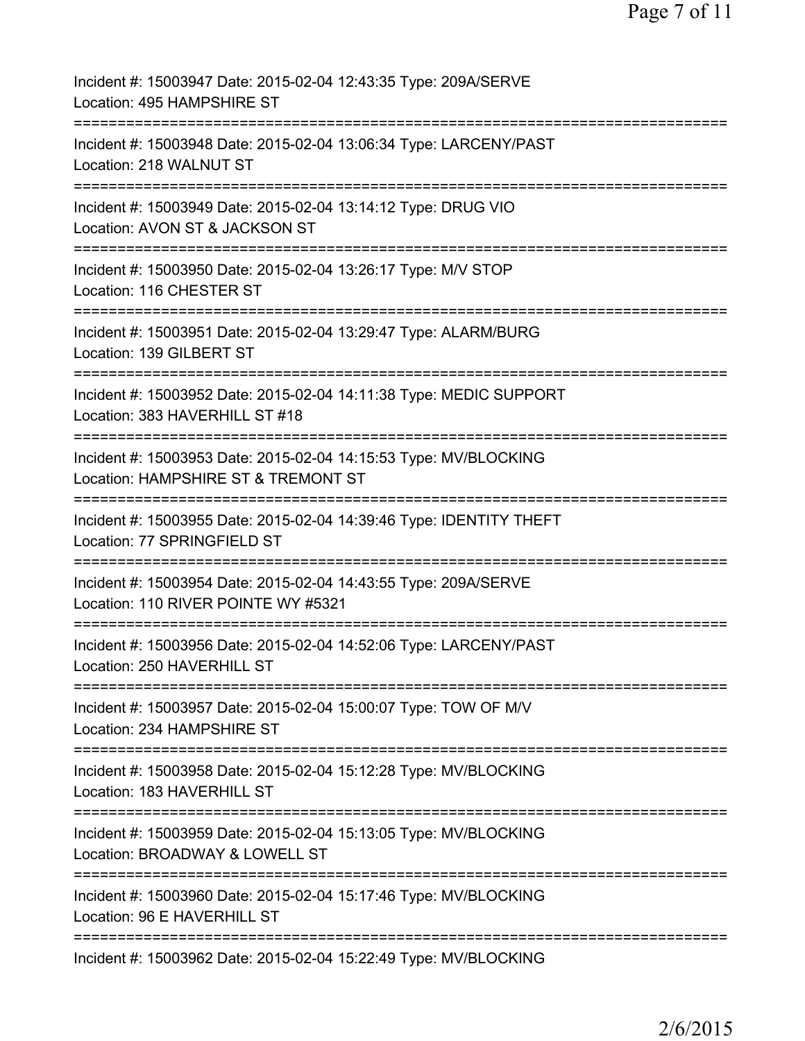Incident #: 15003947 Date: 2015-02-04 12:43:35 Type: 209A/SERVE
Location: 495 HAMPSHIRE ST
===========================================================================
Incident #: 15003948 Date: 2015-02-04 13:06:34 Type: LARCENY/PAST
Location: 218 WALNUT ST
===========================================================================
Incident #: 15003949 Date: 2015-02-04 13:14:12 Type: DRUG VIO
Location: AVON ST & JACKSON ST
===========================================================================
Incident #: 15003950 Date: 2015-02-04 13:26:17 Type: M/V STOP
Location: 116 CHESTER ST
===========================================================================
Incident #: 15003951 Date: 2015-02-04 13:29:47 Type: ALARM/BURG
Location: 139 GILBERT ST
===========================================================================
Incident #: 15003952 Date: 2015-02-04 14:11:38 Type: MEDIC SUPPORT
Location: 383 HAVERHILL ST #18
===========================================================================
Incident #: 15003953 Date: 2015-02-04 14:15:53 Type: MV/BLOCKING
Location: HAMPSHIRE ST & TREMONT ST
===========================================================================
Incident #: 15003955 Date: 2015-02-04 14:39:46 Type: IDENTITY THEFT
Location: 77 SPRINGFIELD ST
===========================================================================
Incident #: 15003954 Date: 2015-02-04 14:43:55 Type: 209A/SERVE
Location: 110 RIVER POINTE WY #5321
===========================================================================
Incident #: 15003956 Date: 2015-02-04 14:52:06 Type: LARCENY/PAST
Location: 250 HAVERHILL ST
===========================================================================
Incident #: 15003957 Date: 2015-02-04 15:00:07 Type: TOW OF M/V
Location: 234 HAMPSHIRE ST
===========================================================================
Incident #: 15003958 Date: 2015-02-04 15:12:28 Type: MV/BLOCKING
Location: 183 HAVERHILL ST
===========================================================================
Incident #: 15003959 Date: 2015-02-04 15:13:05 Type: MV/BLOCKING
Location: BROADWAY & LOWELL ST
===========================================================================
Incident #: 15003960 Date: 2015-02-04 15:17:46 Type: MV/BLOCKING
Location: 96 E HAVERHILL ST
===========================================================================
Incident #: 15003962 Date: 2015-02-04 15:22:49 Type: MV/BLOCKING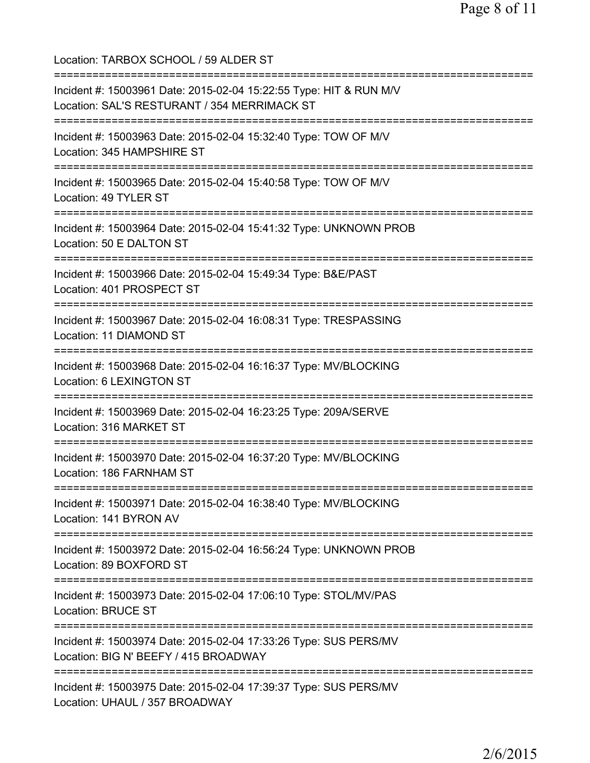Location: TARBOX SCHOOL / 59 ALDER ST

===========================================================================

Incident #: 15003961 Date: 2015-02-04 15:22:55 Type: HIT & RUN M/V
Location: SAL'S RESTURANT / 354 MERRIMACK ST

===========================================================================

Incident #: 15003963 Date: 2015-02-04 15:32:40 Type: TOW OF M/V
Location: 345 HAMPSHIRE ST

===========================================================================

Incident #: 15003965 Date: 2015-02-04 15:40:58 Type: TOW OF M/V
Location: 49 TYLER ST

===========================================================================

Incident #: 15003964 Date: 2015-02-04 15:41:32 Type: UNKNOWN PROB
Location: 50 E DALTON ST

===========================================================================

Incident #: 15003966 Date: 2015-02-04 15:49:34 Type: B&E/PAST
Location: 401 PROSPECT ST

===========================================================================

Incident #: 15003967 Date: 2015-02-04 16:08:31 Type: TRESPASSING
Location: 11 DIAMOND ST

===========================================================================

Incident #: 15003968 Date: 2015-02-04 16:16:37 Type: MV/BLOCKING
Location: 6 LEXINGTON ST

===========================================================================

Incident #: 15003969 Date: 2015-02-04 16:23:25 Type: 209A/SERVE
Location: 316 MARKET ST

===========================================================================

Incident #: 15003970 Date: 2015-02-04 16:37:20 Type: MV/BLOCKING
Location: 186 FARNHAM ST

===========================================================================

Incident #: 15003971 Date: 2015-02-04 16:38:40 Type: MV/BLOCKING
Location: 141 BYRON AV

===========================================================================

Incident #: 15003972 Date: 2015-02-04 16:56:24 Type: UNKNOWN PROB
Location: 89 BOXFORD ST

===========================================================================

Incident #: 15003973 Date: 2015-02-04 17:06:10 Type: STOL/MV/PAS
Location: BRUCE ST

===========================================================================

Incident #: 15003974 Date: 2015-02-04 17:33:26 Type: SUS PERS/MV
Location: BIG N' BEEFY / 415 BROADWAY

===========================================================================

Incident #: 15003975 Date: 2015-02-04 17:39:37 Type: SUS PERS/MV
Location: UHAUL / 357 BROADWAY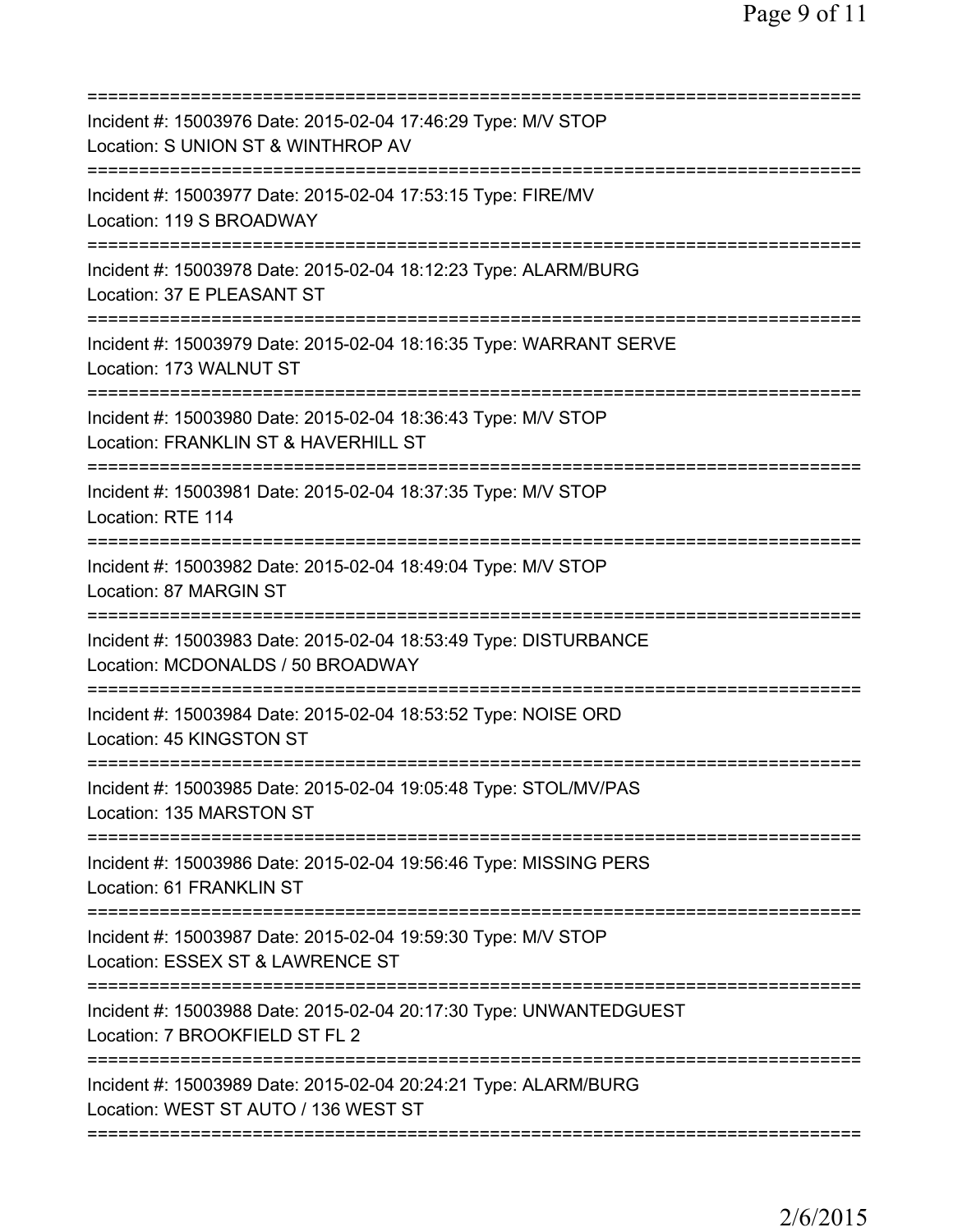===========================================================================

Incident #: 15003976 Date: 2015-02-04 17:46:29 Type: M/V STOP
Location: S UNION ST & WINTHROP AV

===========================================================================

Incident #: 15003977 Date: 2015-02-04 17:53:15 Type: FIRE/MV
Location: 119 S BROADWAY

===========================================================================

Incident #: 15003978 Date: 2015-02-04 18:12:23 Type: ALARM/BURG
Location: 37 E PLEASANT ST

===========================================================================

Incident #: 15003979 Date: 2015-02-04 18:16:35 Type: WARRANT SERVE
Location: 173 WALNUT ST

===========================================================================

Incident #: 15003980 Date: 2015-02-04 18:36:43 Type: M/V STOP
Location: FRANKLIN ST & HAVERHILL ST

===========================================================================

Incident #: 15003981 Date: 2015-02-04 18:37:35 Type: M/V STOP
Location: RTE 114

===========================================================================

Incident #: 15003982 Date: 2015-02-04 18:49:04 Type: M/V STOP
Location: 87 MARGIN ST

===========================================================================

Incident #: 15003983 Date: 2015-02-04 18:53:49 Type: DISTURBANCE
Location: MCDONALDS / 50 BROADWAY

===========================================================================

Incident #: 15003984 Date: 2015-02-04 18:53:52 Type: NOISE ORD
Location: 45 KINGSTON ST

===========================================================================

Incident #: 15003985 Date: 2015-02-04 19:05:48 Type: STOL/MV/PAS
Location: 135 MARSTON ST

===========================================================================

Incident #: 15003986 Date: 2015-02-04 19:56:46 Type: MISSING PERS
Location: 61 FRANKLIN ST

===========================================================================

Incident #: 15003987 Date: 2015-02-04 19:59:30 Type: M/V STOP
Location: ESSEX ST & LAWRENCE ST

===========================================================================

Incident #: 15003988 Date: 2015-02-04 20:17:30 Type: UNWANTEDGUEST
Location: 7 BROOKFIELD ST FL 2

===========================================================================

Incident #: 15003989 Date: 2015-02-04 20:24:21 Type: ALARM/BURG
Location: WEST ST AUTO / 136 WEST ST

===========================================================================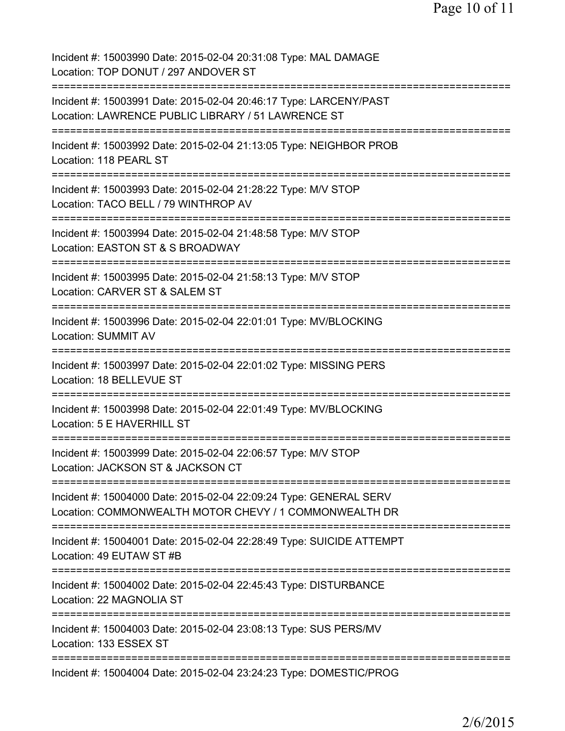Incident #: 15003990 Date: 2015-02-04 20:31:08 Type: MAL DAMAGE
Location: TOP DONUT / 297 ANDOVER ST

===========================================================================

Incident #: 15003991 Date: 2015-02-04 20:46:17 Type: LARCENY/PAST
Location: LAWRENCE PUBLIC LIBRARY / 51 LAWRENCE ST

===========================================================================

Incident #: 15003992 Date: 2015-02-04 21:13:05 Type: NEIGHBOR PROB
Location: 118 PEARL ST

===========================================================================

Incident #: 15003993 Date: 2015-02-04 21:28:22 Type: M/V STOP
Location: TACO BELL / 79 WINTHROP AV

===========================================================================

Incident #: 15003994 Date: 2015-02-04 21:48:58 Type: M/V STOP
Location: EASTON ST & S BROADWAY

===========================================================================

Incident #: 15003995 Date: 2015-02-04 21:58:13 Type: M/V STOP
Location: CARVER ST & SALEM ST

===========================================================================

Incident #: 15003996 Date: 2015-02-04 22:01:01 Type: MV/BLOCKING
Location: SUMMIT AV

===========================================================================

Incident #: 15003997 Date: 2015-02-04 22:01:02 Type: MISSING PERS
Location: 18 BELLEVUE ST

===========================================================================

Incident #: 15003998 Date: 2015-02-04 22:01:49 Type: MV/BLOCKING
Location: 5 E HAVERHILL ST

===========================================================================

Incident #: 15003999 Date: 2015-02-04 22:06:57 Type: M/V STOP
Location: JACKSON ST & JACKSON CT

===========================================================================

Incident #: 15004000 Date: 2015-02-04 22:09:24 Type: GENERAL SERV
Location: COMMONWEALTH MOTOR CHEVY / 1 COMMONWEALTH DR

===========================================================================

Incident #: 15004001 Date: 2015-02-04 22:28:49 Type: SUICIDE ATTEMPT
Location: 49 EUTAW ST #B

===========================================================================

Incident #: 15004002 Date: 2015-02-04 22:45:43 Type: DISTURBANCE
Location: 22 MAGNOLIA ST

===========================================================================

Incident #: 15004003 Date: 2015-02-04 23:08:13 Type: SUS PERS/MV
Location: 133 ESSEX ST

===========================================================================

Incident #: 15004004 Date: 2015-02-04 23:24:23 Type: DOMESTIC/PROG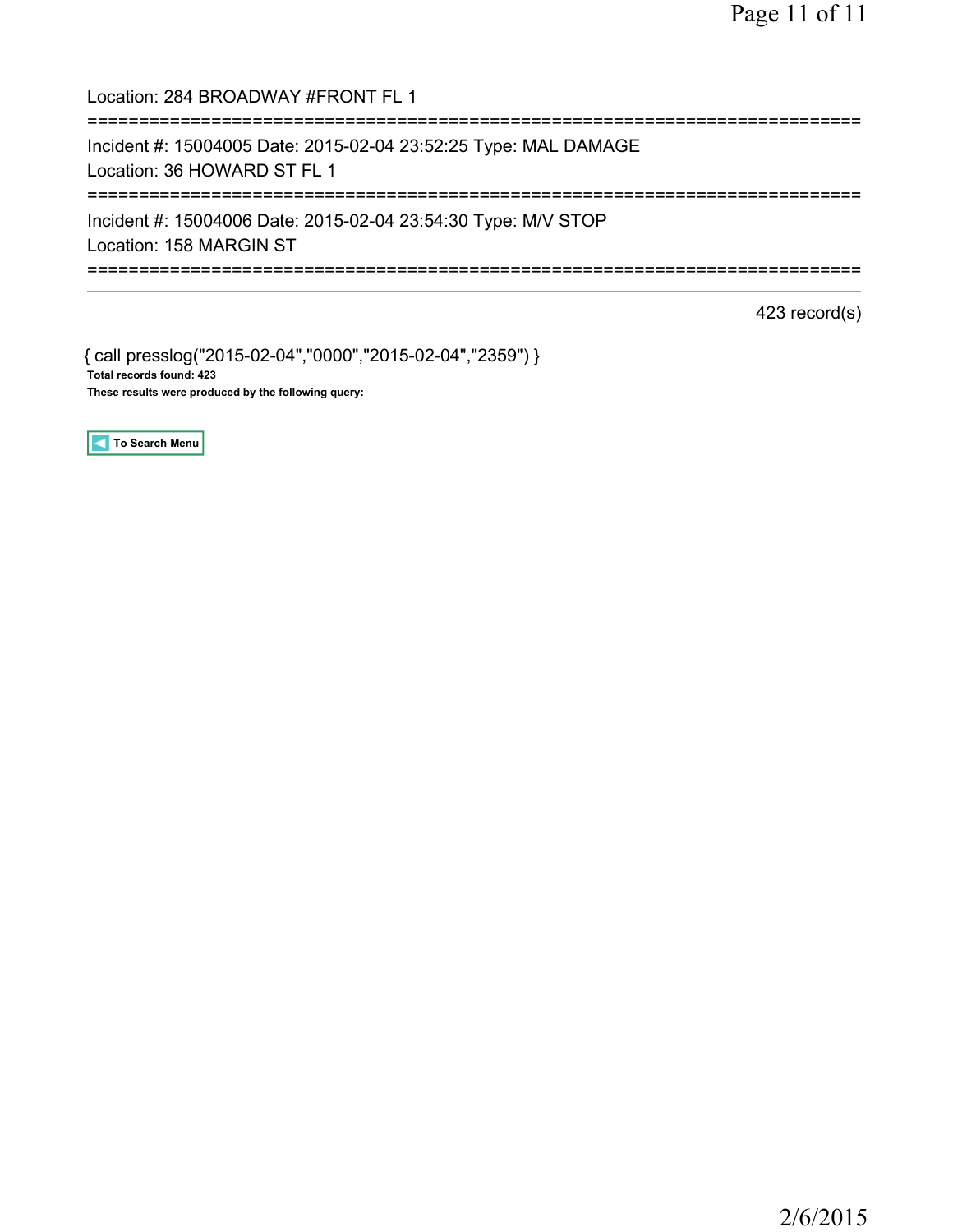Location: 284 BROADWAY #FRONT FL 1

===========================================================================

Incident #: 15004005 Date: 2015-02-04 23:52:25 Type: MAL DAMAGE
Location: 36 HOWARD ST FL 1

===========================================================================

Incident #: 15004006 Date: 2015-02-04 23:54:30 Type: M/V STOP
Location: 158 MARGIN ST

===========================================================================

423 record(s)

{ call presslog("2015-02-04","0000","2015-02-04","2359") }

**Total records found: 423**

**These results were produced by the following query:**

To Search Menu